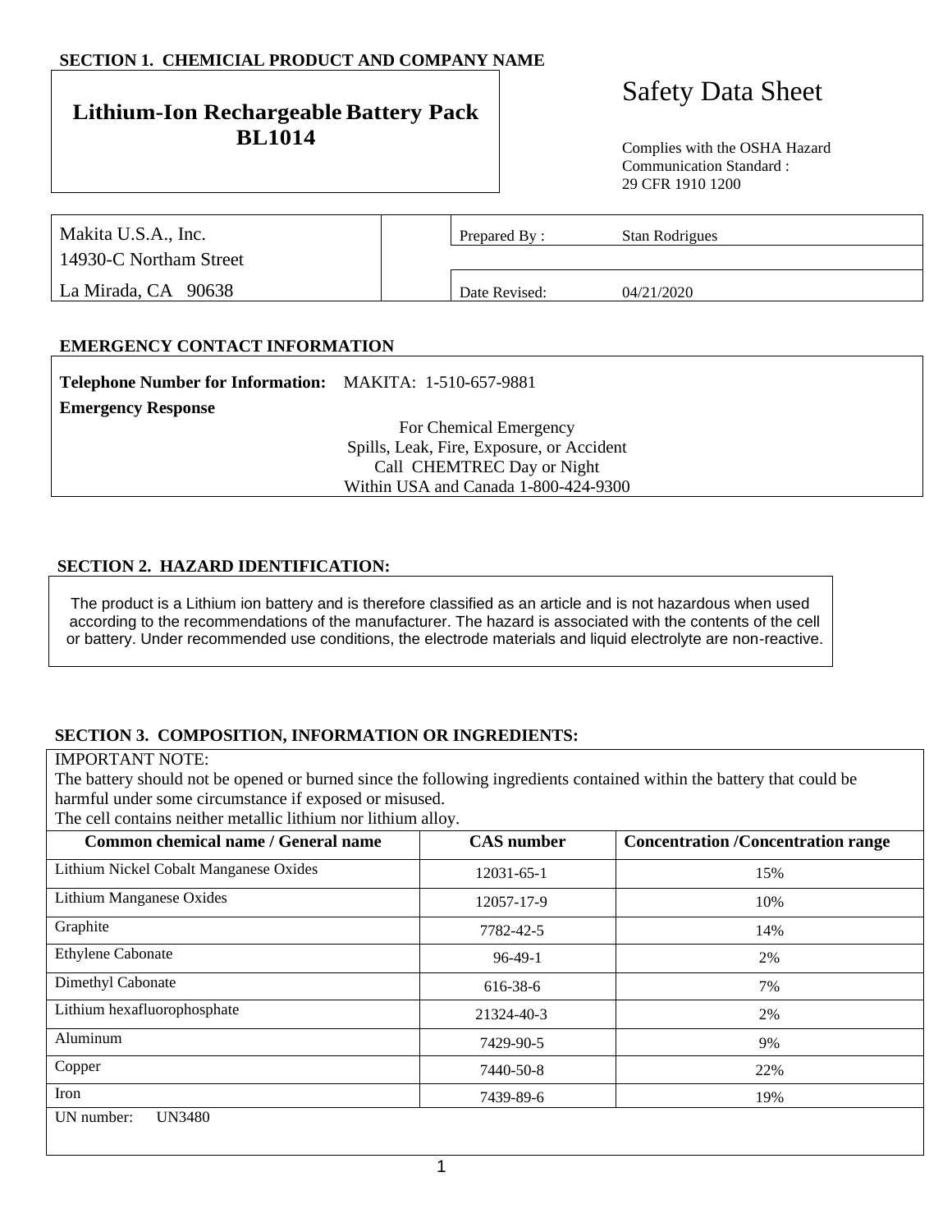## SECTION 1. CHEMICIAL PRODUCT AND COMPANY NAME

**Lithium-Ion Rechargeable Battery Pack BL1014**

# Safety Data Sheet

Complies with the OSHA Hazard Communication Standard : 29 CFR 1910 1200

Makita U.S.A., Inc.
14930-C Northam Street
La Mirada, CA 90638

Prepared By : Stan Rodrigues

Date Revised: 04/21/2020

## EMERGENCY CONTACT INFORMATION

**Telephone Number for Information:** MAKITA: 1-510-657-9881

**Emergency Response**

For Chemical Emergency
Spills, Leak, Fire, Exposure, or Accident
Call CHEMTREC Day or Night
Within USA and Canada 1-800-424-9300

## SECTION 2. HAZARD IDENTIFICATION:

The product is a Lithium ion battery and is therefore classified as an article and is not hazardous when used according to the recommendations of the manufacturer. The hazard is associated with the contents of the cell or battery. Under recommended use conditions, the electrode materials and liquid electrolyte are non-reactive.

## SECTION 3. COMPOSITION, INFORMATION OR INGREDIENTS:

IMPORTANT NOTE:
The battery should not be opened or burned since the following ingredients contained within the battery that could be harmful under some circumstance if exposed or misused.
The cell contains neither metallic lithium nor lithium alloy.

| Common chemical name / General name | CAS number | Concentration /Concentration range |
|---|---|---|
| Lithium Nickel Cobalt Manganese Oxides | 12031-65-1 | 15% |
| Lithium Manganese Oxides | 12057-17-9 | 10% |
| Graphite | 7782-42-5 | 14% |
| Ethylene Cabonate | 96-49-1 | 2% |
| Dimethyl Cabonate | 616-38-6 | 7% |
| Lithium hexafluorophosphate | 21324-40-3 | 2% |
| Aluminum | 7429-90-5 | 9% |
| Copper | 7440-50-8 | 22% |
| Iron | 7439-89-6 | 19% |

UN number: UN3480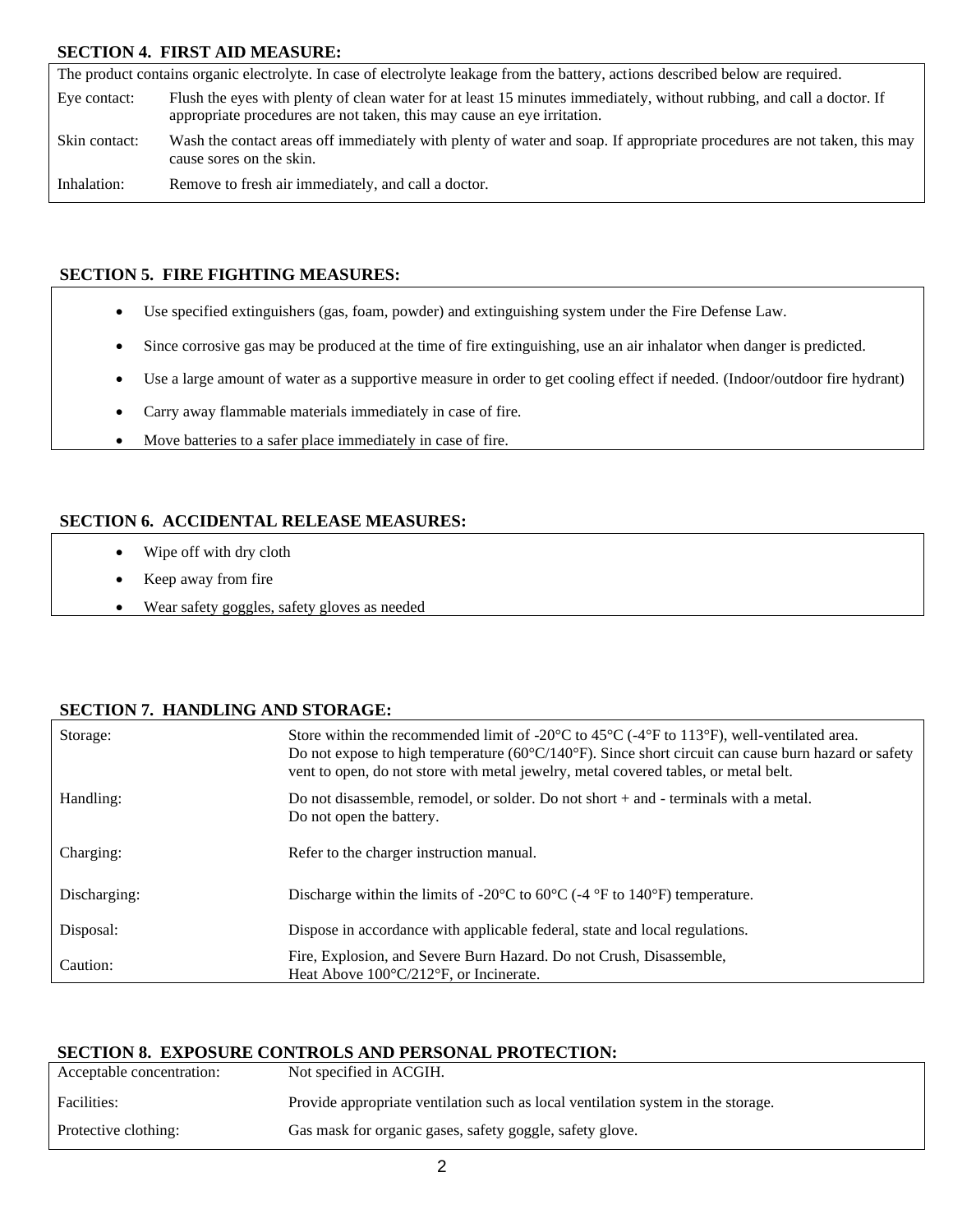## SECTION 4. FIRST AID MEASURE:

The product contains organic electrolyte. In case of electrolyte leakage from the battery, actions described below are required.

| | |
|---|---|
| Eye contact: | Flush the eyes with plenty of clean water for at least 15 minutes immediately, without rubbing, and call a doctor. If appropriate procedures are not taken, this may cause an eye irritation. |
| Skin contact: | Wash the contact areas off immediately with plenty of water and soap. If appropriate procedures are not taken, this may cause sores on the skin. |
| Inhalation: | Remove to fresh air immediately, and call a doctor. |

## SECTION 5. FIRE FIGHTING MEASURES:

- Use specified extinguishers (gas, foam, powder) and extinguishing system under the Fire Defense Law.
- Since corrosive gas may be produced at the time of fire extinguishing, use an air inhalator when danger is predicted.
- Use a large amount of water as a supportive measure in order to get cooling effect if needed. (Indoor/outdoor fire hydrant)
- Carry away flammable materials immediately in case of fire.
- Move batteries to a safer place immediately in case of fire.

## SECTION 6. ACCIDENTAL RELEASE MEASURES:

- Wipe off with dry cloth
- Keep away from fire
- Wear safety goggles, safety gloves as needed

## SECTION 7. HANDLING AND STORAGE:

| | |
|---|---|
| Storage: | Store within the recommended limit of -20°C to 45°C (-4°F to 113°F), well-ventilated area. Do not expose to high temperature (60°C/140°F). Since short circuit can cause burn hazard or safety vent to open, do not store with metal jewelry, metal covered tables, or metal belt. |
| Handling: | Do not disassemble, remodel, or solder. Do not short + and - terminals with a metal. Do not open the battery. |
| Charging: | Refer to the charger instruction manual. |
| Discharging: | Discharge within the limits of -20°C to 60°C (-4 °F to 140°F) temperature. |
| Disposal: | Dispose in accordance with applicable federal, state and local regulations. |
| Caution: | Fire, Explosion, and Severe Burn Hazard. Do not Crush, Disassemble, Heat Above 100°C/212°F, or Incinerate. |

## SECTION 8. EXPOSURE CONTROLS AND PERSONAL PROTECTION:

| | |
|---|---|
| Acceptable concentration: | Not specified in ACGIH. |
| Facilities: | Provide appropriate ventilation such as local ventilation system in the storage. |
| Protective clothing: | Gas mask for organic gases, safety goggle, safety glove. |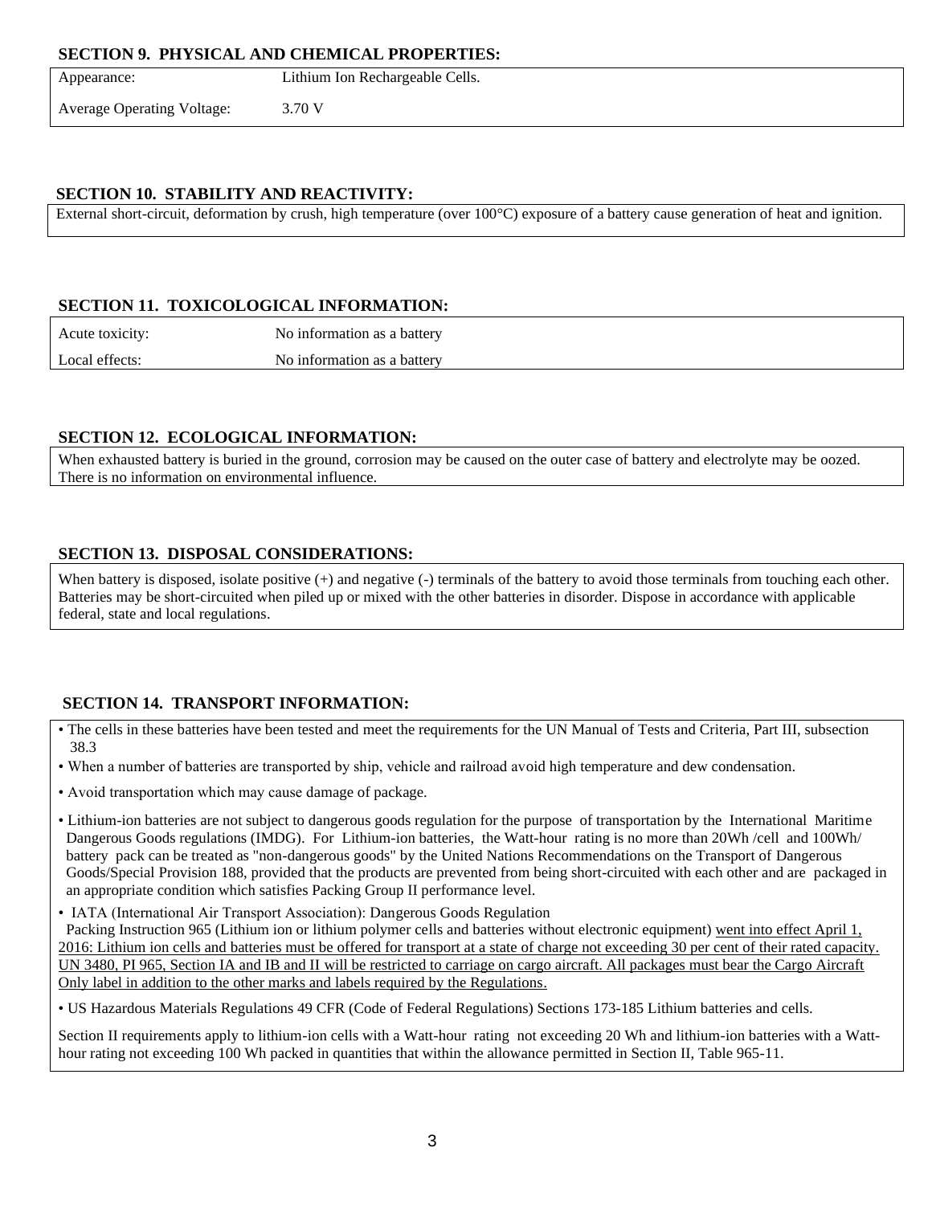## SECTION 9. PHYSICAL AND CHEMICAL PROPERTIES:

| Appearance: | Lithium Ion Rechargeable Cells. |
| --- | --- |
| Average Operating Voltage: | 3.70 V |

## SECTION 10. STABILITY AND REACTIVITY:

External short-circuit, deformation by crush, high temperature (over 100°C) exposure of a battery cause generation of heat and ignition.

## SECTION 11. TOXICOLOGICAL INFORMATION:

| Acute toxicity: | No information as a battery |
| --- | --- |
| Local effects: | No information as a battery |

## SECTION 12. ECOLOGICAL INFORMATION:

When exhausted battery is buried in the ground, corrosion may be caused on the outer case of battery and electrolyte may be oozed. There is no information on environmental influence.

## SECTION 13. DISPOSAL CONSIDERATIONS:

When battery is disposed, isolate positive (+) and negative (-) terminals of the battery to avoid those terminals from touching each other. Batteries may be short-circuited when piled up or mixed with the other batteries in disorder. Dispose in accordance with applicable federal, state and local regulations.

## SECTION 14. TRANSPORT INFORMATION:

- The cells in these batteries have been tested and meet the requirements for the UN Manual of Tests and Criteria, Part III, subsection 38.3
- When a number of batteries are transported by ship, vehicle and railroad avoid high temperature and dew condensation.
- Avoid transportation which may cause damage of package.
- Lithium-ion batteries are not subject to dangerous goods regulation for the purpose of transportation by the International Maritime Dangerous Goods regulations (IMDG). For Lithium-ion batteries, the Watt-hour rating is no more than 20Wh /cell and 100Wh/ battery pack can be treated as "non-dangerous goods" by the United Nations Recommendations on the Transport of Dangerous Goods/Special Provision 188, provided that the products are prevented from being short-circuited with each other and are packaged in an appropriate condition which satisfies Packing Group II performance level.
- IATA (International Air Transport Association): Dangerous Goods Regulation
  Packing Instruction 965 (Lithium ion or lithium polymer cells and batteries without electronic equipment) went into effect April 1, 2016: Lithium ion cells and batteries must be offered for transport at a state of charge not exceeding 30 per cent of their rated capacity. UN 3480, PI 965, Section IA and IB and II will be restricted to carriage on cargo aircraft. All packages must bear the Cargo Aircraft Only label in addition to the other marks and labels required by the Regulations.
- US Hazardous Materials Regulations 49 CFR (Code of Federal Regulations) Sections 173-185 Lithium batteries and cells.

Section II requirements apply to lithium-ion cells with a Watt-hour rating not exceeding 20 Wh and lithium-ion batteries with a Watt-hour rating not exceeding 100 Wh packed in quantities that within the allowance permitted in Section II, Table 965-11.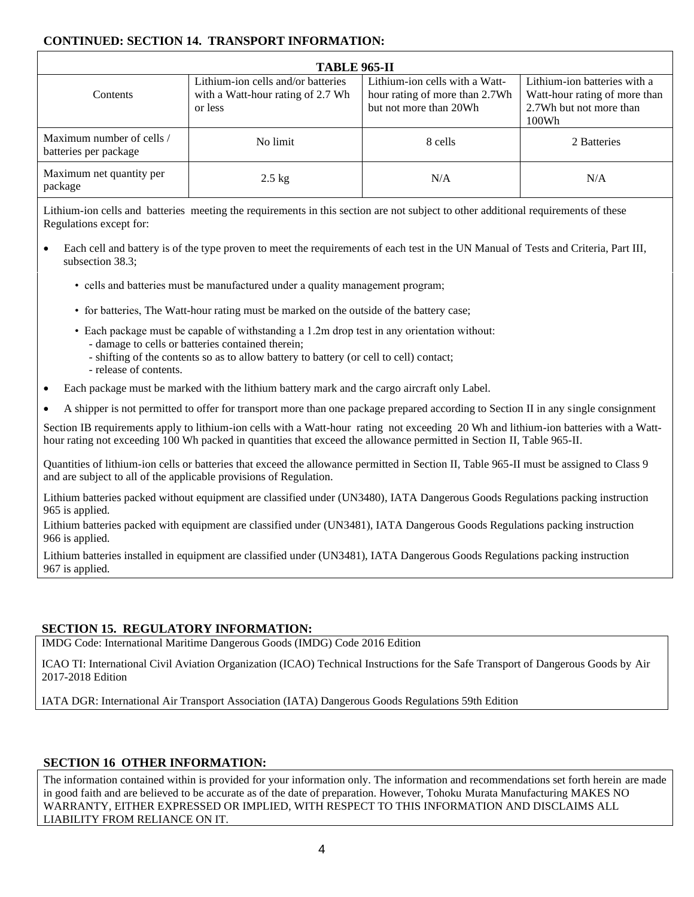**CONTINUED: SECTION 14. TRANSPORT INFORMATION:**

**TABLE 965-II**

| Contents | Lithium-ion cells and/or batteries with a Watt-hour rating of 2.7 Wh or less | Lithium-ion cells with a Watt-hour rating of more than 2.7Wh but not more than 20Wh | Lithium-ion batteries with a Watt-hour rating of more than 2.7Wh but not more than 100Wh |
|---|---|---|---|
| Maximum number of cells / batteries per package | No limit | 8 cells | 2 Batteries |
| Maximum net quantity per package | 2.5 kg | N/A | N/A |

Lithium-ion cells and batteries meeting the requirements in this section are not subject to other additional requirements of these Regulations except for:

- Each cell and battery is of the type proven to meet the requirements of each test in the UN Manual of Tests and Criteria, Part III, subsection 38.3;
  - cells and batteries must be manufactured under a quality management program;
  - for batteries, The Watt-hour rating must be marked on the outside of the battery case;
  - Each package must be capable of withstanding a 1.2m drop test in any orientation without:
    - damage to cells or batteries contained therein;
    - shifting of the contents so as to allow battery to battery (or cell to cell) contact;
    - release of contents.
- Each package must be marked with the lithium battery mark and the cargo aircraft only Label.
- A shipper is not permitted to offer for transport more than one package prepared according to Section II in any single consignment

Section IB requirements apply to lithium-ion cells with a Watt-hour rating not exceeding 20 Wh and lithium-ion batteries with a Watt-hour rating not exceeding 100 Wh packed in quantities that exceed the allowance permitted in Section II, Table 965-II.

Quantities of lithium-ion cells or batteries that exceed the allowance permitted in Section II, Table 965-II must be assigned to Class 9 and are subject to all of the applicable provisions of Regulation.

Lithium batteries packed without equipment are classified under (UN3480), IATA Dangerous Goods Regulations packing instruction 965 is applied.

Lithium batteries packed with equipment are classified under (UN3481), IATA Dangerous Goods Regulations packing instruction 966 is applied.

Lithium batteries installed in equipment are classified under (UN3481), IATA Dangerous Goods Regulations packing instruction 967 is applied.

## SECTION 15. REGULATORY INFORMATION:

IMDG Code: International Maritime Dangerous Goods (IMDG) Code 2016 Edition

ICAO TI: International Civil Aviation Organization (ICAO) Technical Instructions for the Safe Transport of Dangerous Goods by Air 2017-2018 Edition

IATA DGR: International Air Transport Association (IATA) Dangerous Goods Regulations 59th Edition

## SECTION 16 OTHER INFORMATION:

The information contained within is provided for your information only. The information and recommendations set forth herein are made in good faith and are believed to be accurate as of the date of preparation. However, Tohoku Murata Manufacturing MAKES NO WARRANTY, EITHER EXPRESSED OR IMPLIED, WITH RESPECT TO THIS INFORMATION AND DISCLAIMS ALL LIABILITY FROM RELIANCE ON IT.